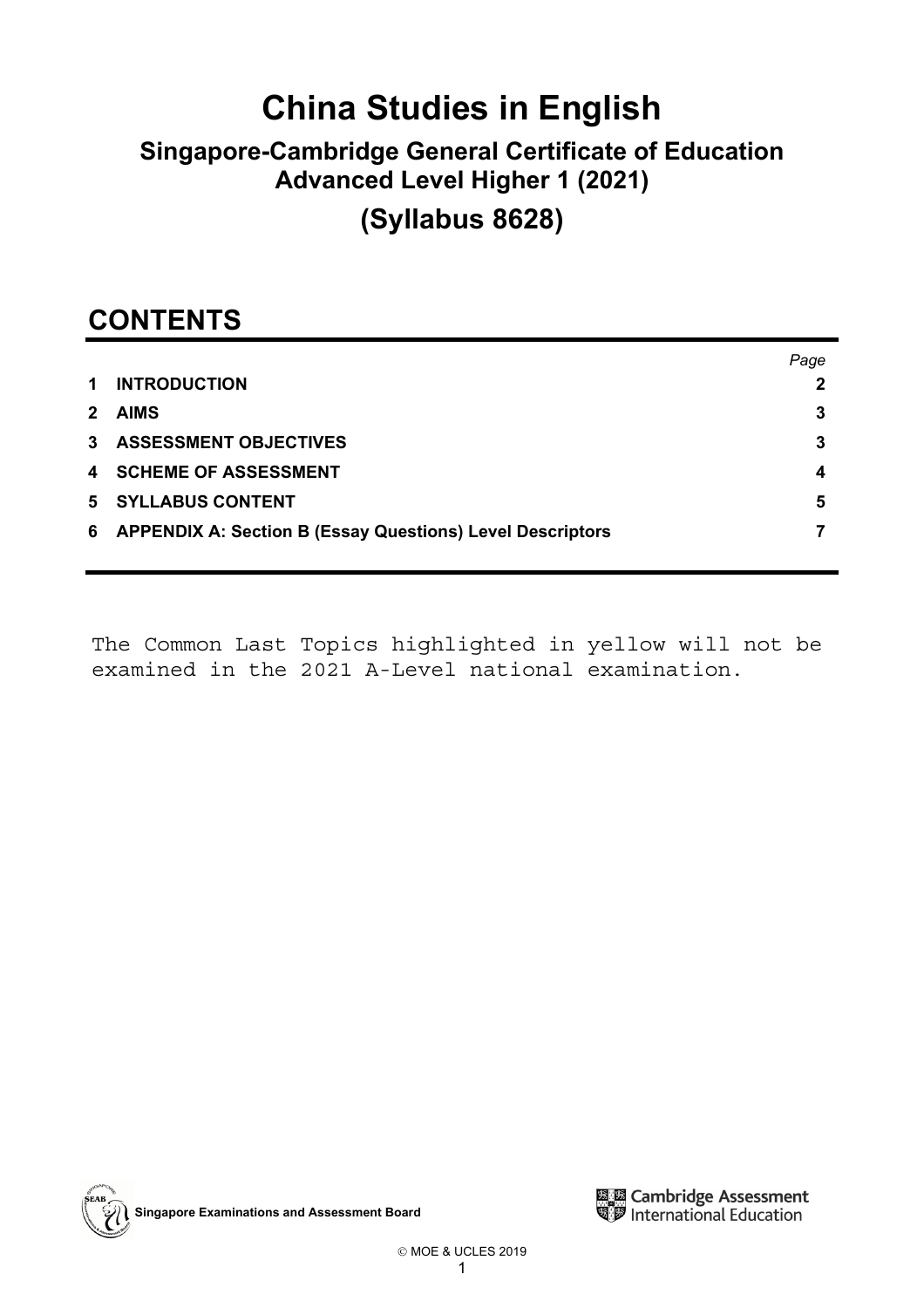# China Studies in English

## Singapore-Cambridge General Certificate of Education Advanced Level Higher 1 (2021)

## (Syllabus 8628)

## CONTENTS

| | | *Page* |
|---|---|---|
| **1** | **INTRODUCTION** | **2** |
| **2** | **AIMS** | **3** |
| **3** | **ASSESSMENT OBJECTIVES** | **3** |
| **4** | **SCHEME OF ASSESSMENT** | **4** |
| **5** | **SYLLABUS CONTENT** | **5** |
| **6** | **APPENDIX A: Section B (Essay Questions) Level Descriptors** | **7** |

The Common Last Topics highlighted in yellow will not be examined in the 2021 A-Level national examination.

Singapore Examinations and Assessment Board

Cambridge Assessment International Education

© MOE & UCLES 2019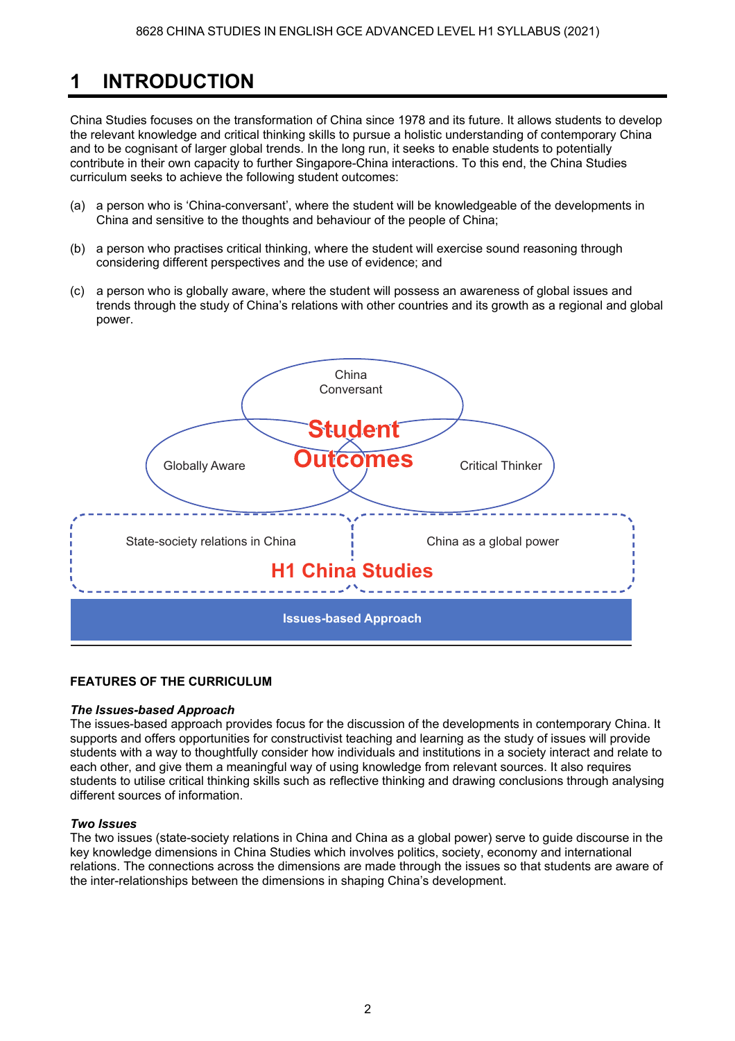# 1 INTRODUCTION

China Studies focuses on the transformation of China since 1978 and its future. It allows students to develop the relevant knowledge and critical thinking skills to pursue a holistic understanding of contemporary China and to be cognisant of larger global trends. In the long run, it seeks to enable students to potentially contribute in their own capacity to further Singapore-China interactions. To this end, the China Studies curriculum seeks to achieve the following student outcomes:

(a) a person who is 'China-conversant', where the student will be knowledgeable of the developments in China and sensitive to the thoughts and behaviour of the people of China;

(b) a person who practises critical thinking, where the student will exercise sound reasoning through considering different perspectives and the use of evidence; and

(c) a person who is globally aware, where the student will possess an awareness of global issues and trends through the study of China's relations with other countries and its growth as a regional and global power.

China Conversant

Globally Aware

**Student Outcomes**

Critical Thinker

State-society relations in China

China as a global power

**H1 China Studies**

**Issues-based Approach**

**FEATURES OF THE CURRICULUM**

***The Issues-based Approach***

The issues-based approach provides focus for the discussion of the developments in contemporary China. It supports and offers opportunities for constructivist teaching and learning as the study of issues will provide students with a way to thoughtfully consider how individuals and institutions in a society interact and relate to each other, and give them a meaningful way of using knowledge from relevant sources. It also requires students to utilise critical thinking skills such as reflective thinking and drawing conclusions through analysing different sources of information.

***Two Issues***

The two issues (state-society relations in China and China as a global power) serve to guide discourse in the key knowledge dimensions in China Studies which involves politics, society, economy and international relations. The connections across the dimensions are made through the issues so that students are aware of the inter-relationships between the dimensions in shaping China's development.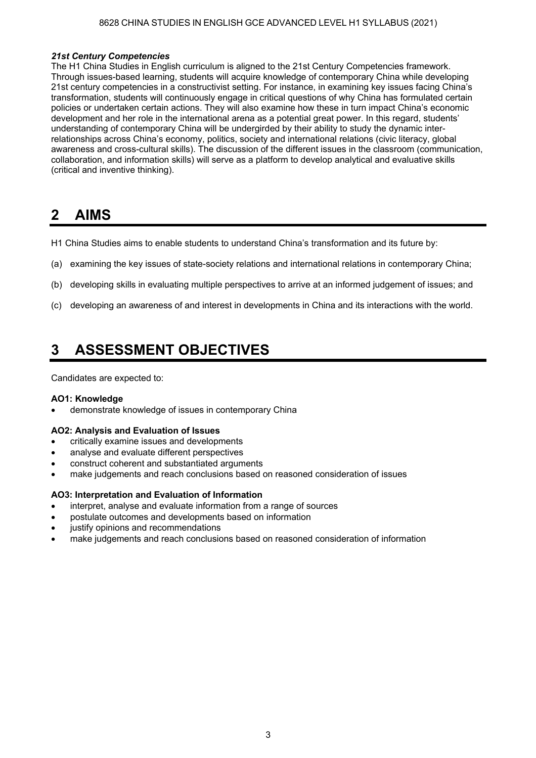***21st Century Competencies***

The H1 China Studies in English curriculum is aligned to the 21st Century Competencies framework. Through issues-based learning, students will acquire knowledge of contemporary China while developing 21st century competencies in a constructivist setting. For instance, in examining key issues facing China's transformation, students will continuously engage in critical questions of why China has formulated certain policies or undertaken certain actions. They will also examine how these in turn impact China's economic development and her role in the international arena as a potential great power. In this regard, students' understanding of contemporary China will be undergirded by their ability to study the dynamic inter-relationships across China's economy, politics, society and international relations (civic literacy, global awareness and cross-cultural skills). The discussion of the different issues in the classroom (communication, collaboration, and information skills) will serve as a platform to develop analytical and evaluative skills (critical and inventive thinking).

# 2 AIMS

H1 China Studies aims to enable students to understand China's transformation and its future by:

(a) examining the key issues of state-society relations and international relations in contemporary China;

(b) developing skills in evaluating multiple perspectives to arrive at an informed judgement of issues; and

(c) developing an awareness of and interest in developments in China and its interactions with the world.

# 3 ASSESSMENT OBJECTIVES

Candidates are expected to:

**AO1: Knowledge**

- demonstrate knowledge of issues in contemporary China

**AO2: Analysis and Evaluation of Issues**

- critically examine issues and developments
- analyse and evaluate different perspectives
- construct coherent and substantiated arguments
- make judgements and reach conclusions based on reasoned consideration of issues

**AO3: Interpretation and Evaluation of Information**

- interpret, analyse and evaluate information from a range of sources
- postulate outcomes and developments based on information
- justify opinions and recommendations
- make judgements and reach conclusions based on reasoned consideration of information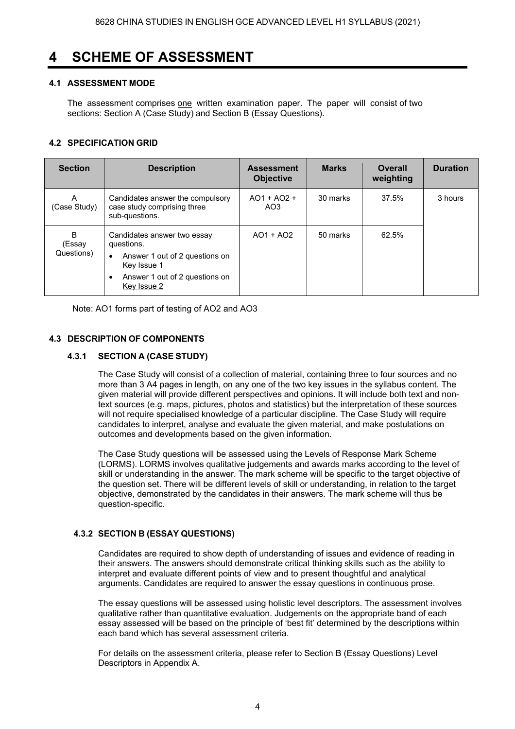# 4 SCHEME OF ASSESSMENT

## 4.1 ASSESSMENT MODE

The assessment comprises one written examination paper. The paper will consist of two sections: Section A (Case Study) and Section B (Essay Questions).

## 4.2 SPECIFICATION GRID

| Section | Description | Assessment Objective | Marks | Overall weighting | Duration |
|---|---|---|---|---|---|
| A (Case Study) | Candidates answer the compulsory case study comprising three sub-questions. | AO1 + AO2 + AO3 | 30 marks | 37.5% | 3 hours |
| B (Essay Questions) | Candidates answer two essay questions.<br>• Answer 1 out of 2 questions on Key Issue 1<br>• Answer 1 out of 2 questions on Key Issue 2 | AO1 + AO2 | 50 marks | 62.5% | |

Note: AO1 forms part of testing of AO2 and AO3

## 4.3 DESCRIPTION OF COMPONENTS

### 4.3.1 SECTION A (CASE STUDY)

The Case Study will consist of a collection of material, containing three to four sources and no more than 3 A4 pages in length, on any one of the two key issues in the syllabus content. The given material will provide different perspectives and opinions. It will include both text and non-text sources (e.g. maps, pictures, photos and statistics) but the interpretation of these sources will not require specialised knowledge of a particular discipline. The Case Study will require candidates to interpret, analyse and evaluate the given material, and make postulations on outcomes and developments based on the given information.

The Case Study questions will be assessed using the Levels of Response Mark Scheme (LORMS). LORMS involves qualitative judgements and awards marks according to the level of skill or understanding in the answer. The mark scheme will be specific to the target objective of the question set. There will be different levels of skill or understanding, in relation to the target objective, demonstrated by the candidates in their answers. The mark scheme will thus be question-specific.

### 4.3.2 SECTION B (ESSAY QUESTIONS)

Candidates are required to show depth of understanding of issues and evidence of reading in their answers. The answers should demonstrate critical thinking skills such as the ability to interpret and evaluate different points of view and to present thoughtful and analytical arguments. Candidates are required to answer the essay questions in continuous prose.

The essay questions will be assessed using holistic level descriptors. The assessment involves qualitative rather than quantitative evaluation. Judgements on the appropriate band of each essay assessed will be based on the principle of 'best fit' determined by the descriptions within each band which has several assessment criteria.

For details on the assessment criteria, please refer to Section B (Essay Questions) Level Descriptors in Appendix A.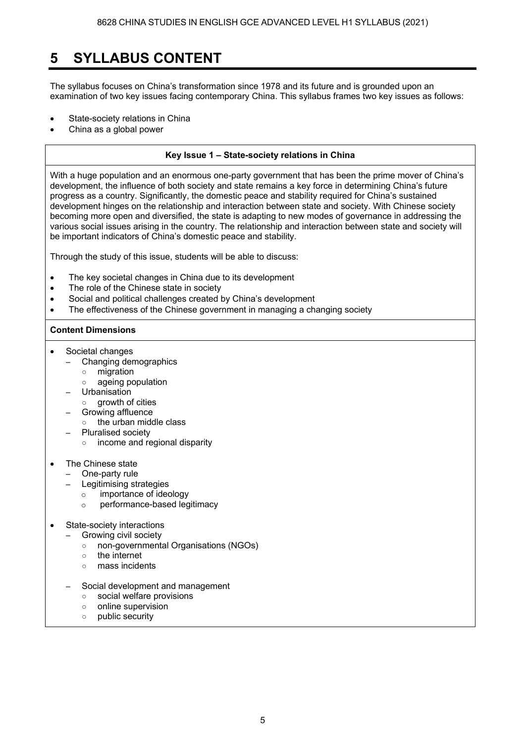# 5 SYLLABUS CONTENT

The syllabus focuses on China's transformation since 1978 and its future and is grounded upon an examination of two key issues facing contemporary China. This syllabus frames two key issues as follows:

- State-society relations in China
- China as a global power

**Key Issue 1 – State-society relations in China**

With a huge population and an enormous one-party government that has been the prime mover of China's development, the influence of both society and state remains a key force in determining China's future progress as a country. Significantly, the domestic peace and stability required for China's sustained development hinges on the relationship and interaction between state and society. With Chinese society becoming more open and diversified, the state is adapting to new modes of governance in addressing the various social issues arising in the country. The relationship and interaction between state and society will be important indicators of China's domestic peace and stability.

Through the study of this issue, students will be able to discuss:

- The key societal changes in China due to its development
- The role of the Chinese state in society
- Social and political challenges created by China's development
- The effectiveness of the Chinese government in managing a changing society

**Content Dimensions**

- Societal changes
  - Changing demographics
    - migration
    - ageing population
  - Urbanisation
    - growth of cities
  - Growing affluence
    - the urban middle class
  - Pluralised society
    - income and regional disparity

- The Chinese state
  - One-party rule
  - Legitimising strategies
    - importance of ideology
    - performance-based legitimacy

- State-society interactions
  - Growing civil society
    - non-governmental Organisations (NGOs)
    - the internet
    - mass incidents
  - Social development and management
    - social welfare provisions
    - online supervision
    - public security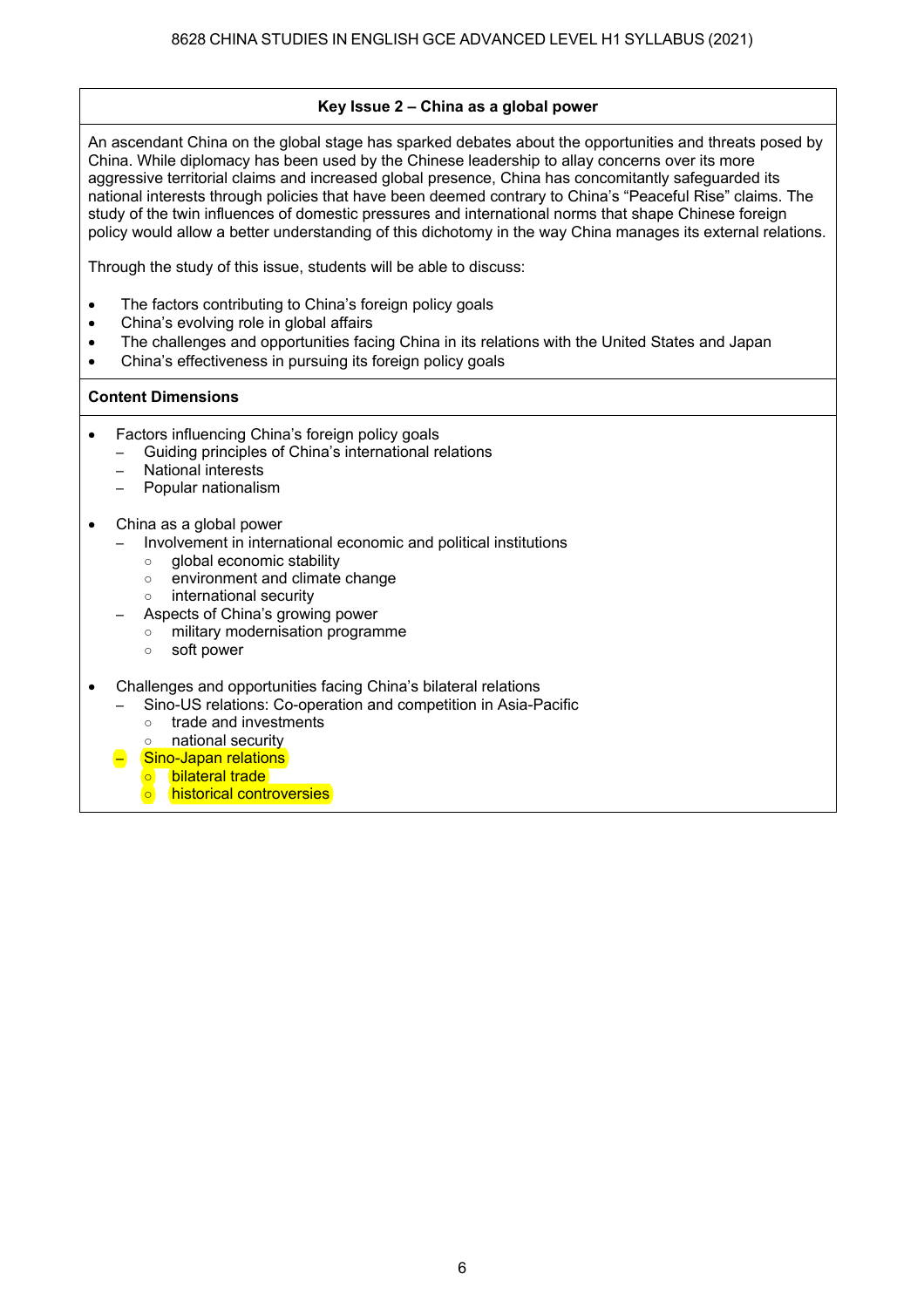## Key Issue 2 – China as a global power

An ascendant China on the global stage has sparked debates about the opportunities and threats posed by China. While diplomacy has been used by the Chinese leadership to allay concerns over its more aggressive territorial claims and increased global presence, China has concomitantly safeguarded its national interests through policies that have been deemed contrary to China's "Peaceful Rise" claims. The study of the twin influences of domestic pressures and international norms that shape Chinese foreign policy would allow a better understanding of this dichotomy in the way China manages its external relations.

Through the study of this issue, students will be able to discuss:

- The factors contributing to China's foreign policy goals
- China's evolving role in global affairs
- The challenges and opportunities facing China in its relations with the United States and Japan
- China's effectiveness in pursuing its foreign policy goals

### Content Dimensions

- Factors influencing China's foreign policy goals
  - Guiding principles of China's international relations
  - National interests
  - Popular nationalism

- China as a global power
  - Involvement in international economic and political institutions
    - global economic stability
    - environment and climate change
    - international security
  - Aspects of China's growing power
    - military modernisation programme
    - soft power

- Challenges and opportunities facing China's bilateral relations
  - Sino-US relations: Co-operation and competition in Asia-Pacific
    - trade and investments
    - national security
  - Sino-Japan relations
    - bilateral trade
    - historical controversies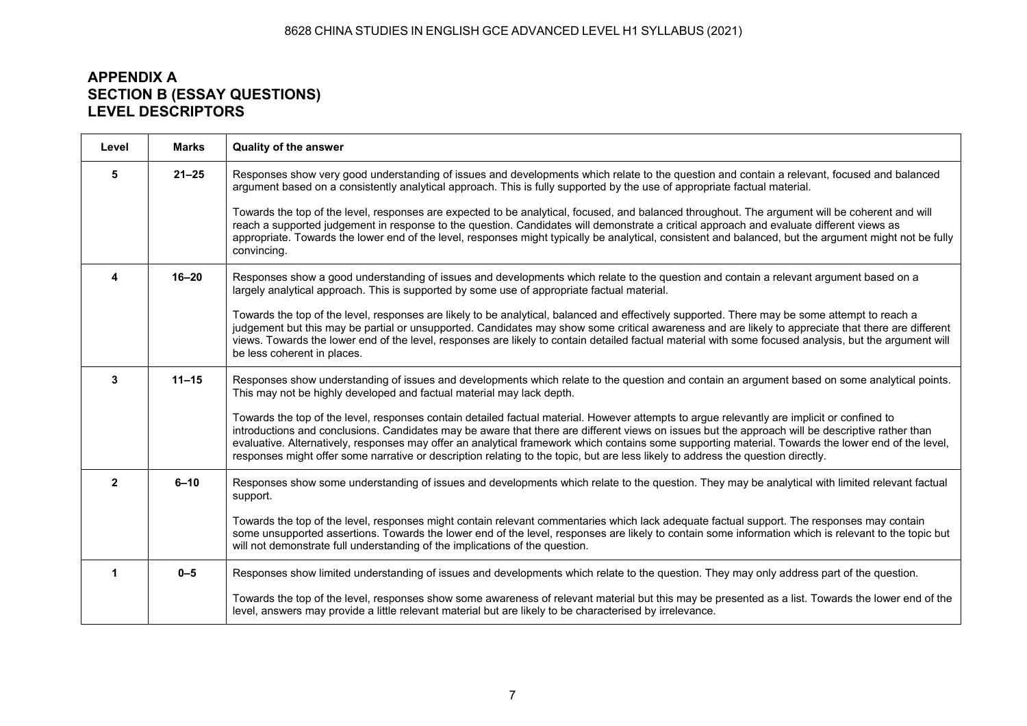# APPENDIX A
# SECTION B (ESSAY QUESTIONS)
# LEVEL DESCRIPTORS

| Level | Marks | Quality of the answer |
|---|---|---|
| 5 | 21–25 | Responses show very good understanding of issues and developments which relate to the question and contain a relevant, focused and balanced argument based on a consistently analytical approach. This is fully supported by the use of appropriate factual material.<br><br>Towards the top of the level, responses are expected to be analytical, focused, and balanced throughout. The argument will be coherent and will reach a supported judgement in response to the question. Candidates will demonstrate a critical approach and evaluate different views as appropriate. Towards the lower end of the level, responses might typically be analytical, consistent and balanced, but the argument might not be fully convincing. |
| 4 | 16–20 | Responses show a good understanding of issues and developments which relate to the question and contain a relevant argument based on a largely analytical approach. This is supported by some use of appropriate factual material.<br><br>Towards the top of the level, responses are likely to be analytical, balanced and effectively supported. There may be some attempt to reach a judgement but this may be partial or unsupported. Candidates may show some critical awareness and are likely to appreciate that there are different views. Towards the lower end of the level, responses are likely to contain detailed factual material with some focused analysis, but the argument will be less coherent in places. |
| 3 | 11–15 | Responses show understanding of issues and developments which relate to the question and contain an argument based on some analytical points. This may not be highly developed and factual material may lack depth.<br><br>Towards the top of the level, responses contain detailed factual material. However attempts to argue relevantly are implicit or confined to introductions and conclusions. Candidates may be aware that there are different views on issues but the approach will be descriptive rather than evaluative. Alternatively, responses may offer an analytical framework which contains some supporting material. Towards the lower end of the level, responses might offer some narrative or description relating to the topic, but are less likely to address the question directly. |
| 2 | 6–10 | Responses show some understanding of issues and developments which relate to the question. They may be analytical with limited relevant factual support.<br><br>Towards the top of the level, responses might contain relevant commentaries which lack adequate factual support. The responses may contain some unsupported assertions. Towards the lower end of the level, responses are likely to contain some information which is relevant to the topic but will not demonstrate full understanding of the implications of the question. |
| 1 | 0–5 | Responses show limited understanding of issues and developments which relate to the question. They may only address part of the question.<br><br>Towards the top of the level, responses show some awareness of relevant material but this may be presented as a list. Towards the lower end of the level, answers may provide a little relevant material but are likely to be characterised by irrelevance. |